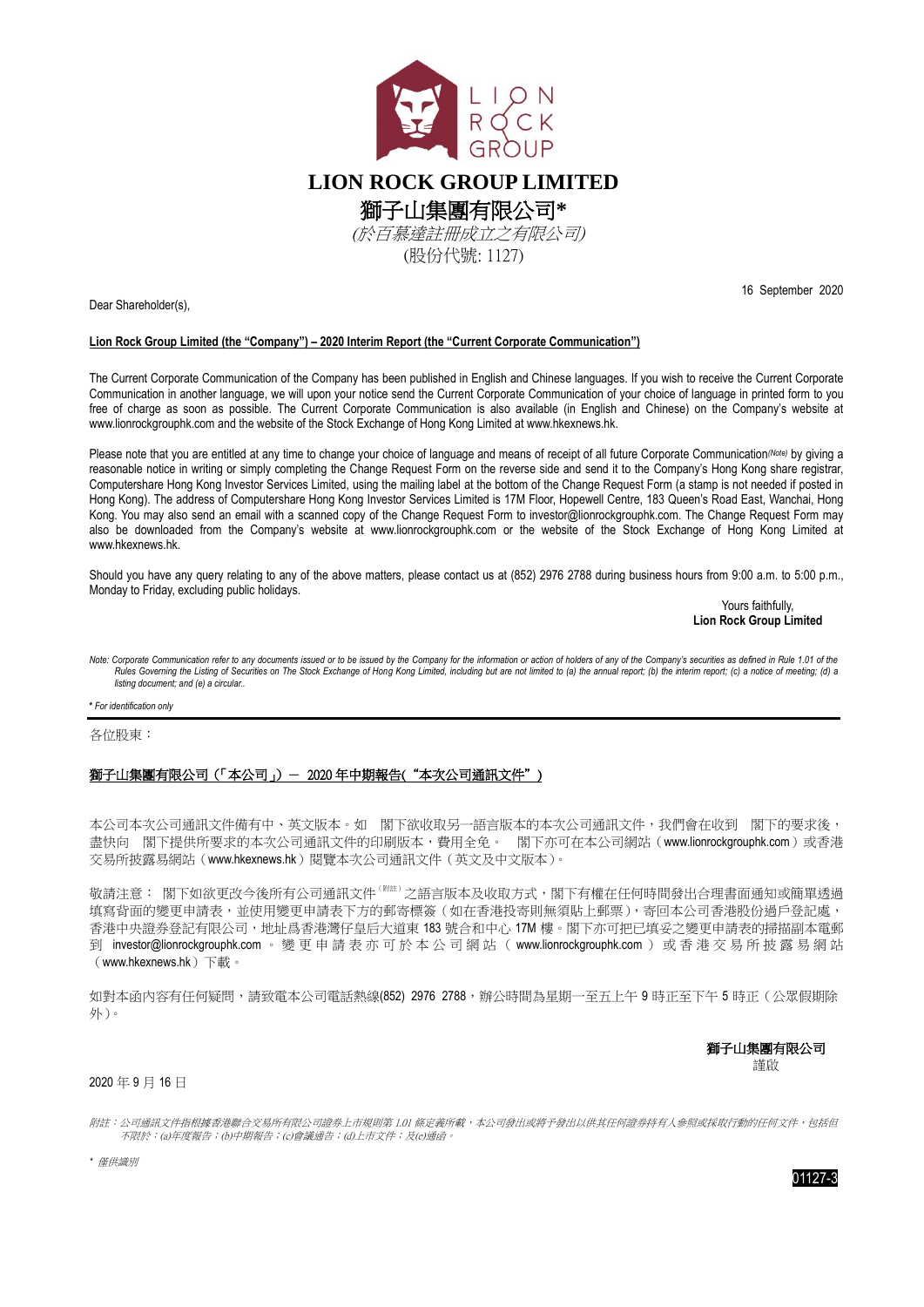# LION ROCK GROUP LIMITED

# 獅子山集團有限公司*

*(於百慕達註冊成立之有限公司)*

(股份代號: 1127)

16 September 2020

Dear Shareholder(s),

**Lion Rock Group Limited (the "Company") – 2020 Interim Report (the "Current Corporate Communication")**

The Current Corporate Communication of the Company has been published in English and Chinese languages. If you wish to receive the Current Corporate Communication in another language, we will upon your notice send the Current Corporate Communication of your choice of language in printed form to you free of charge as soon as possible. The Current Corporate Communication is also available (in English and Chinese) on the Company's website at www.lionrockgrouphk.com and the website of the Stock Exchange of Hong Kong Limited at www.hkexnews.hk.

Please note that you are entitled at any time to change your choice of language and means of receipt of all future Corporate Communication*(Note)* by giving a reasonable notice in writing or simply completing the Change Request Form on the reverse side and send it to the Company's Hong Kong share registrar, Computershare Hong Kong Investor Services Limited, using the mailing label at the bottom of the Change Request Form (a stamp is not needed if posted in Hong Kong). The address of Computershare Hong Kong Investor Services Limited is 17M Floor, Hopewell Centre, 183 Queen's Road East, Wanchai, Hong Kong. You may also send an email with a scanned copy of the Change Request Form to investor@lionrockgrouphk.com. The Change Request Form may also be downloaded from the Company's website at www.lionrockgrouphk.com or the website of the Stock Exchange of Hong Kong Limited at www.hkexnews.hk.

Should you have any query relating to any of the above matters, please contact us at (852) 2976 2788 during business hours from 9:00 a.m. to 5:00 p.m., Monday to Friday, excluding public holidays.

Yours faithfully,
**Lion Rock Group Limited**

*Note: Corporate Communication refer to any documents issued or to be issued by the Company for the information or action of holders of any of the Company's securities as defined in Rule 1.01 of the Rules Governing the Listing of Securities on The Stock Exchange of Hong Kong Limited, including but are not limited to (a) the annual report; (b) the interim report; (c) a notice of meeting; (d) a listing document; and (e) a circular..*

*\* For identification only*

---

各位股東：

**獅子山集團有限公司（「本公司」）－ 2020 年中期報告(“本次公司通訊文件”)**

本公司本次公司通訊文件備有中、英文版本。如　閣下欲收取另一語言版本的本次公司通訊文件，我們會在收到　閣下的要求後，盡快向　閣下提供所要求的本次公司通訊文件的印刷版本，費用全免。　閣下亦可在本公司網站（www.lionrockgrouphk.com）或香港交易所披露易網站（www.hkexnews.hk）閱覽本次公司通訊文件（英文及中文版本）。

敬請注意：　閣下如欲更改今後所有公司通訊文件（附註）之語言版本及收取方式，閣下有權在任何時間發出合理書面通知或簡單透過填寫背面的變更申請表，並使用變更申請表下方的郵寄標簽（如在香港投寄則無須貼上郵票），寄回本公司香港股份過戶登記處，香港中央證券登記有限公司，地址爲香港灣仔皇后大道東 183 號合和中心 17M 樓。閣下亦可把已填妥之變更申請表的掃描副本電郵到 investor@lionrockgrouphk.com 。變更申請表亦可於本公司網站（www.lionrockgrouphk.com）或香港交易所披露易網站（www.hkexnews.hk）下載。

如對本函內容有任何疑問，請致電本公司電話熱線(852) 2976 2788，辦公時間為星期一至五上午 9 時正至下午 5 時正（公眾假期除外）。

**獅子山集團有限公司**
謹啟

2020 年 9 月 16 日

*附註：公司通訊文件指根據香港聯合交易所有限公司證券上市規則第 1.01 條定義所載，本公司發出或將予發出以供其任何證券持有人參照或採取行動的任何文件，包括但不限於：(a)年度報告；(b)中期報告；(c)會議通告；(d)上市文件；及(e)通函。*

*\* 僅供識別*

01127-3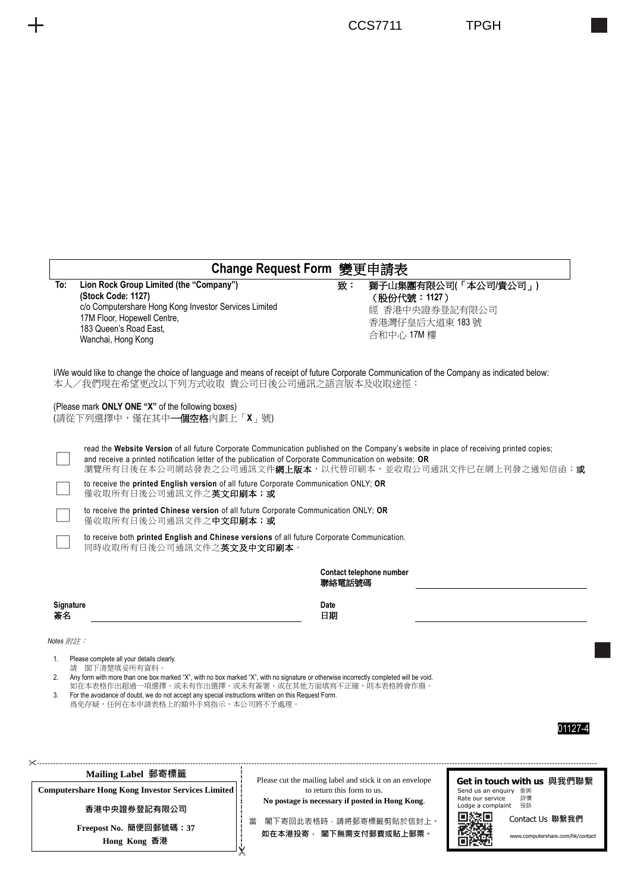CCS7711 TPGH

# Change Request Form 變更申請表

**To:** **Lion Rock Group Limited (the "Company")**
**(Stock Code: 1127)**
c/o Computershare Hong Kong Investor Services Limited
17M Floor, Hopewell Centre,
183 Queen's Road East,
Wanchai, Hong Kong

**致：** **獅子山集團有限公司(「本公司/貴公司」)**
**（股份代號：1127）**
經 香港中央證券登記有限公司
香港灣仔皇后大道東 183 號
合和中心 17M 樓

I/We would like to change the choice of language and means of receipt of future Corporate Communication of the Company as indicated below:
本人／我們現在希望更改以下列方式收取 貴公司日後公司通訊之語言版本及收取途徑：

(Please mark **ONLY ONE "X"** of the following boxes)
(請從下列選擇中，僅在其中**一個空格**內劃上「**X**」號)

☐ read the **Website Version** of all future Corporate Communication published on the Company's website in place of receiving printed copies; and receive a printed notification letter of the publication of Corporate Communication on website; **OR**
瀏覽所有日後在本公司網站發表之公司通訊文件**網上版本**，以代替印刷本，並收取公司通訊文件已在網上刊發之通知信函；**或**

☐ to receive the **printed English version** of all future Corporate Communication ONLY; **OR**
僅收取所有日後公司通訊文件之**英文印刷本；或**

☐ to receive the **printed Chinese version** of all future Corporate Communication ONLY; **OR**
僅收取所有日後公司通訊文件之**中文印刷本；或**

☐ to receive both **printed English and Chinese versions** of all future Corporate Communication.
同時收取所有日後公司通訊文件之**英文及中文印刷本**。

**Contact telephone number 聯絡電話號碼** ____________________

**Signature 簽名** ____________________ **Date 日期** ____________________

*Notes 附註：*

1. Please complete all your details clearly.
請 閣下清楚填妥所有資料。
2. Any form with more than one box marked "X", with no box marked "X", with no signature or otherwise incorrectly completed will be void.
如在本表格作出超過一項選擇、或未有作出選擇、或未有簽署、或在其他方面填寫不正確，則本表格將會作廢。
3. For the avoidance of doubt, we do not accept any special instructions written on this Request Form.
為免存疑，任何在本申請表格上的額外手寫指示，本公司將不予處理。

01127-4

---

**Mailing Label 郵寄標籤**

**Computershare Hong Kong Investor Services Limited**
**香港中央證券登記有限公司**
**Freepost No. 簡便回郵號碼：37**
**Hong Kong 香港**

Please cut the mailing label and stick it on an envelope to return this form to us.
**No postage is necessary if posted in Hong Kong.**
當 閣下寄回此表格時，請將郵寄標籤剪貼於信封上。
**如在本港投寄， 閣下無需支付郵費或貼上郵票。**

**Get in touch with us 與我們聯繫**
Send us an enquiry 查詢
Rate our service 評價
Lodge a complaint 投訴
Contact Us 聯繫我們
www.computershare.com/hk/contact